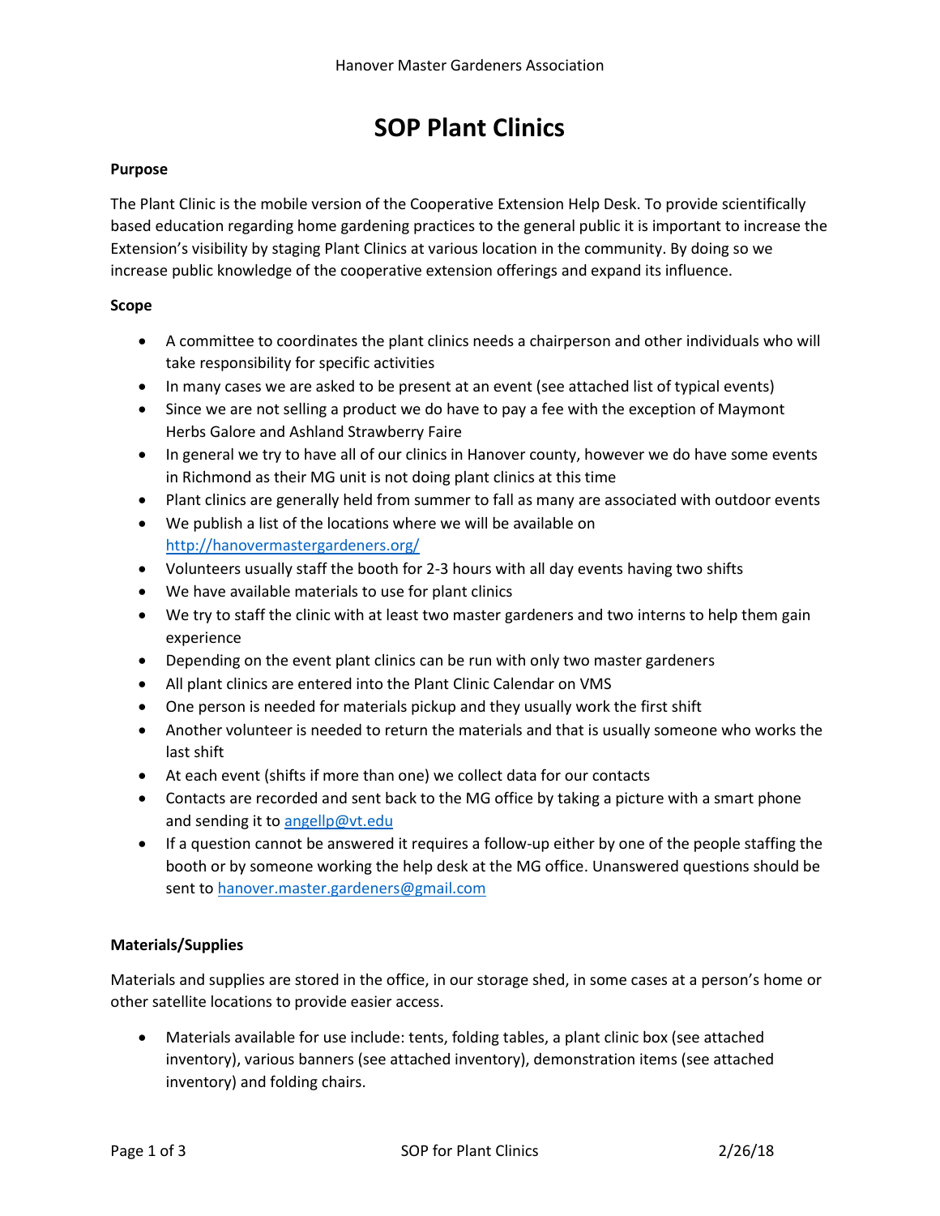# SOP Plant Clinics

**Purpose**

The Plant Clinic is the mobile version of the Cooperative Extension Help Desk. To provide scientifically based education regarding home gardening practices to the general public it is important to increase the Extension's visibility by staging Plant Clinics at various location in the community. By doing so we increase public knowledge of the cooperative extension offerings and expand its influence.

**Scope**

- A committee to coordinates the plant clinics needs a chairperson and other individuals who will take responsibility for specific activities
- In many cases we are asked to be present at an event (see attached list of typical events)
- Since we are not selling a product we do have to pay a fee with the exception of Maymont Herbs Galore and Ashland Strawberry Faire
- In general we try to have all of our clinics in Hanover county, however we do have some events in Richmond as their MG unit is not doing plant clinics at this time
- Plant clinics are generally held from summer to fall as many are associated with outdoor events
- We publish a list of the locations where we will be available on http://hanovermastergardeners.org/
- Volunteers usually staff the booth for 2-3 hours with all day events having two shifts
- We have available materials to use for plant clinics
- We try to staff the clinic with at least two master gardeners and two interns to help them gain experience
- Depending on the event plant clinics can be run with only two master gardeners
- All plant clinics are entered into the Plant Clinic Calendar on VMS
- One person is needed for materials pickup and they usually work the first shift
- Another volunteer is needed to return the materials and that is usually someone who works the last shift
- At each event (shifts if more than one) we collect data for our contacts
- Contacts are recorded and sent back to the MG office by taking a picture with a smart phone and sending it to angellp@vt.edu
- If a question cannot be answered it requires a follow-up either by one of the people staffing the booth or by someone working the help desk at the MG office. Unanswered questions should be sent to hanover.master.gardeners@gmail.com

**Materials/Supplies**

Materials and supplies are stored in the office, in our storage shed, in some cases at a person's home or other satellite locations to provide easier access.

- Materials available for use include: tents, folding tables, a plant clinic box (see attached inventory), various banners (see attached inventory), demonstration items (see attached inventory) and folding chairs.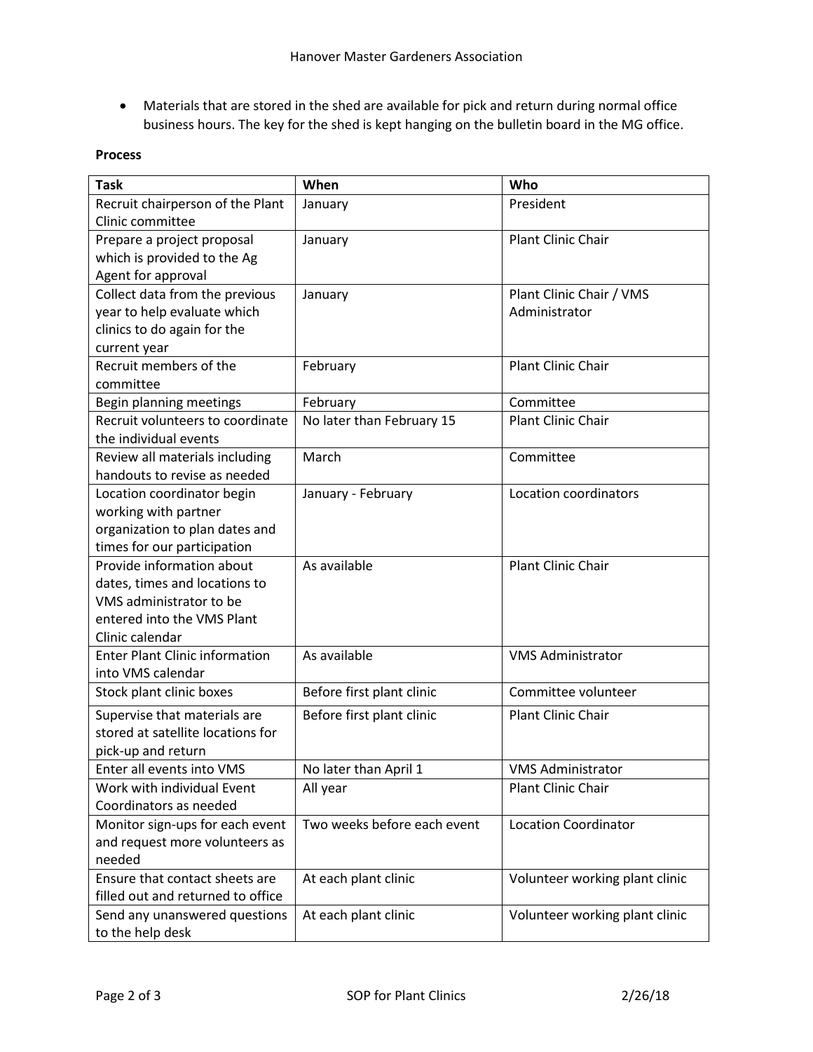- Materials that are stored in the shed are available for pick and return during normal office business hours. The key for the shed is kept hanging on the bulletin board in the MG office.

**Process**

| Task | When | Who |
|---|---|---|
| Recruit chairperson of the Plant Clinic committee | January | President |
| Prepare a project proposal which is provided to the Ag Agent for approval | January | Plant Clinic Chair |
| Collect data from the previous year to help evaluate which clinics to do again for the current year | January | Plant Clinic Chair / VMS Administrator |
| Recruit members of the committee | February | Plant Clinic Chair |
| Begin planning meetings | February | Committee |
| Recruit volunteers to coordinate the individual events | No later than February 15 | Plant Clinic Chair |
| Review all materials including handouts to revise as needed | March | Committee |
| Location coordinator begin working with partner organization to plan dates and times for our participation | January - February | Location coordinators |
| Provide information about dates, times and locations to VMS administrator to be entered into the VMS Plant Clinic calendar | As available | Plant Clinic Chair |
| Enter Plant Clinic information into VMS calendar | As available | VMS Administrator |
| Stock plant clinic boxes | Before first plant clinic | Committee volunteer |
| Supervise that materials are stored at satellite locations for pick-up and return | Before first plant clinic | Plant Clinic Chair |
| Enter all events into VMS | No later than April 1 | VMS Administrator |
| Work with individual Event Coordinators as needed | All year | Plant Clinic Chair |
| Monitor sign-ups for each event and request more volunteers as needed | Two weeks before each event | Location Coordinator |
| Ensure that contact sheets are filled out and returned to office | At each plant clinic | Volunteer working plant clinic |
| Send any unanswered questions to the help desk | At each plant clinic | Volunteer working plant clinic |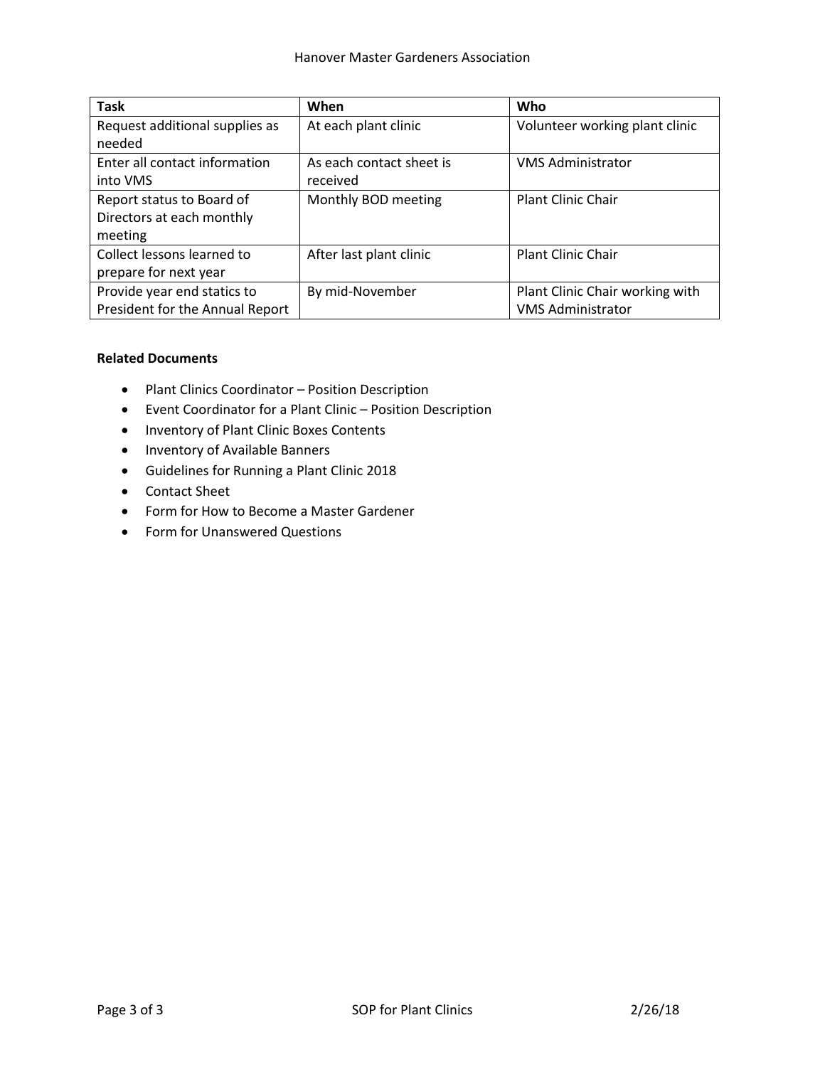| Task | When | Who |
| --- | --- | --- |
| Request additional supplies as needed | At each plant clinic | Volunteer working plant clinic |
| Enter all contact information into VMS | As each contact sheet is received | VMS Administrator |
| Report status to Board of Directors at each monthly meeting | Monthly BOD meeting | Plant Clinic Chair |
| Collect lessons learned to prepare for next year | After last plant clinic | Plant Clinic Chair |
| Provide year end statics to President for the Annual Report | By mid-November | Plant Clinic Chair working with VMS Administrator |

**Related Documents**

- Plant Clinics Coordinator – Position Description
- Event Coordinator for a Plant Clinic – Position Description
- Inventory of Plant Clinic Boxes Contents
- Inventory of Available Banners
- Guidelines for Running a Plant Clinic 2018
- Contact Sheet
- Form for How to Become a Master Gardener
- Form for Unanswered Questions